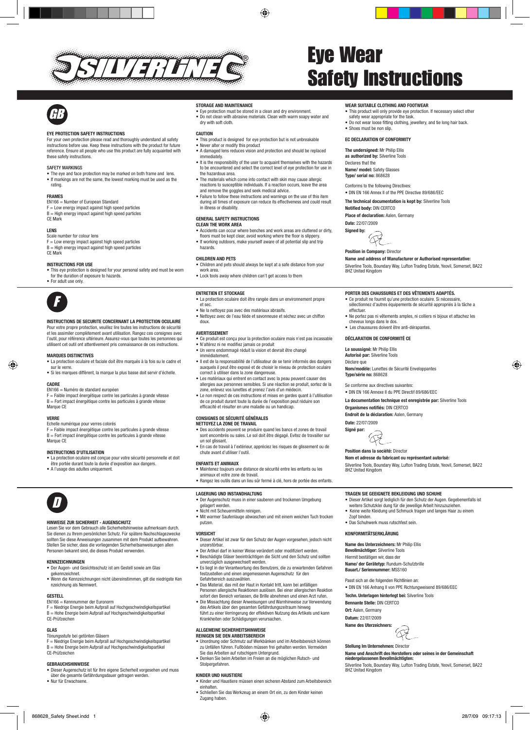# Eye Wear Safety Instructions

## GB

### EYE PROTECTION SAFETY INSTRUCTIONS

For your own protection please read and thoroughly understand all safety instructions before use. Keep these instructions with the product for future reference. Ensure all people who use this product are fully acquainted with these safety instructions.

### SAFETY MARKINGS

- The eye and face protection may be marked on both frame and lens.
- If markings are not the same, the lowest marking must be used as the rating.

### FRAMES

EN166 = Number of European Standard
F = Low energy impact against high speed particles
B = High energy impact against high speed particles
CE Mark

### LENS

Scale number for colour lens
F = Low energy impact against high speed particles
B = High energy impact against high speed particles
CE Mark

### INSTRUCTIONS FOR USE

- This eye protection is designed for your personal safety and must be worn for the duration of exposure to hazards.
- For adult use only.

### STORAGE AND MAINTENANCE

- Eye protection must be stored in a clean and dry environment.
- Do not clean with abrasive materials. Clean with warm soapy water and dry with soft cloth.

### CAUTION

- This product is designed for eye protection but is not unbreakable
- Never alter or modify this product
- A damaged lens reduces vision and protection and should be replaced immediately.
- It is the responsibility of the user to acquaint themselves with the hazards to be encountered and select the correct level of eye protection for use in the hazardous area.
- The materials which come into contact with skin may cause allergic reactions to susceptible individuals. If a reaction occurs, leave the area and remove the goggles and seek medical advice.
- Failure to follow these instructions and warnings on the use of this item during all times of exposure can reduce its effectiveness and could result in illness or disability.

### GENERAL SAFETY INSTRUCTIONS

### CLEAN THE WORK AREA

- Accidents can occur where benches and work areas are cluttered or dirty, floors must be kept clear, avoid working where the floor is slippery.
- If working outdoors, make yourself aware of all potential slip and trip hazards.

### CHILDREN AND PETS

- Children and pets should always be kept at a safe distance from your work area.
- Lock tools away where children can't get access to them

### WEAR SUITABLE CLOTHING AND FOOTWEAR

- This product will only provide eye protection. If necessary select other safety wear appropriate for the task.
- Do not wear loose fitting clothing, jewellery, and tie long hair back.
- Shoes must be non slip.

### EC DECLARATION OF CONFORMITY

**The undersigned:** Mr Philip Ellis
**as authorized by:** Silverline Tools
Declares that the
**Name/ model:** Safety Glasses
**Type/ serial no:** 868628

Conforms to the following Directives:

- DIN EN 166 Annex II of the PPE Directive 89/686/EEC

**The technical documentation is kept by:** Silverline Tools
**Notified body:** DIN CERTCO
**Place of declaration:** Aalen, Germany
**Date:** 22/07/2009
**Signed by:**

**Position in Company:** Director
**Name and address of Manufacturer or Authorised representative:**
Silverline Tools, Boundary Way, Lufton Trading Estate, Yeovil, Somerset, BA22 8HZ United Kingdom

## F

### INSTRUCTIONS DE SECURITE CONCERNANT LA PROTECTION OCULAIRE

Pour votre propre protection, veuillez lire toutes les instructions de sécurité et les assimiler complètement avant utilisation. Rangez ces consignes avec l'outil, pour référence ultérieure. Assurez-vous que toutes les personnes qui utilisent cet outil ont attentivement pris connaissance de ces instructions.

### MARQUES DISTINCTIVES

- La protection oculaire et faciale doit être marqués à la fois su le cadre et sur le verre.
- Si les marques diffèrent, la marque la plus basse doit servir d'échelle.

### CADRE

EN166 = Numéro de standard européen
F = Faible impact énergétique contre les particules à grande vitesse
B = Fort impact énergétique contre les particules à grande vitesse
Marque CE

### VERRE

Echelle numérique pour verres colorés
F = Faible impact énergétique contre les particules à grande vitesse
B = Fort impact énergétique contre les particules à grande vitesse
Marque CE

### INSTRUCTIONS D'UTILISATION

- La protection oculaire est conçue pour votre sécurité personnelle et doit être portée durant toute la durée d'exposition aux dangers.
- A l'usage des adultes uniquement.

### ENTRETIEN ET STOCKAGE

- La protection oculaire doit être rangée dans un environnement propre et sec.
- Ne la nettoyez pas avec des matériaux abrasifs.
- Nettoyez avec de l'eau tiède et savonneuse et séchez avec un chiffon doux.

### AVERTISSEMENT

- Ce produit est conçu pour la protection oculaire mais n'est pas incassable
- N'altérez ni ne modifiez jamais ce produit
- Un verre endommagé réduit la vision et devrait être changé immédiatement.
- Il est de la responsabilité de l'utilisateur de se tenir informés des dangers auxquels il peut être exposé et de choisir le niveau de protection oculaire correct à utiliser dans la zone dangereuse.
- Les matériaux qui entrent en contact avec la peau peuvent causer des allergies aux personnes sensibles. Si une réaction se produit, sortez de la zone, enlevez vos lunettes et prenez l'avis d'un médecin.
- Le non respect de ces instructions et mises en gardes quant à l'utilisation de ce produit durant toute la durée de l'exposition peut réduire son efficacité et résulter en une maladie ou un handicap.

### CONSIGNES DE SÉCURITÉ GÉNÉRALES

### NETTOYEZ LA ZONE DE TRAVAIL

- Des accidents peuvent se produire quand les bancs et zones de travail sont encombrés ou sales. Le sol doit être dégagé. Evitez de travailler sur un sol glissant.
- En cas de travail à l'extérieur, appréciez les risques de glissement ou de chute avant d'utiliser l'outil.

### ENFANTS ET ANIMAUX

- Maintenez toujours une distance de sécurité entre les enfants ou les animaux et votre zone de travail.
- Rangez les outils dans un lieu sûr fermé à clé, hors de portée des enfants.

### PORTER DES CHAUSSURES ET DES VÊTEMENTS ADAPTÉS.

- Ce produit ne fournit qu'une protection oculaire. Si nécessaire, sélectionnez d'autres équipements de sécurité appropriés à la tâche a effectuer.
- Ne portez pas ni vêtements amples, ni colliers ni bijoux et attachez les cheveux longs dans le dos.
- Les chaussures doivent être anti-dérapantes.

### DÉCLARATION DE CONFORMITÉ CE

**Le soussigné:** Mr Philip Ellis
**Autorisé par:** Silverline Tools
Déclare que
**Nom/modèle:** Lunettes de Sécurité Enveloppantes
**Type/série no:** 868628

Se conforme aux directives suivantes:

- DIN EN 166 Annexe II du PPE Directif 89/686/EEC

**La documentation technique est enregistrée par:** Silverline Tools
**Organismes notifiés:** DIN CERTCO
**Endroit de la déclaration:** Aalen, Germany
**Date:** 22/07/2009
**Signé par:**

**Position dans la société:** Director
**Nom et adresse du fabricant ou représentant autorisé:**
Silverline Tools, Boundary Way, Lufton Trading Estate, Yeovil, Somerset, BA22 8HZ United Kingdom

## D

### HINWEISE ZUR SICHERHEIT - AUGENSCHUTZ

Lesen Sie vor dem Gebrauch alle Sicherheitshinweise aufmerksam durch. Sie dienen zu Ihrem persönlichen Schutz. Für spätere Nachschlagezwecke sollten Sie diese Anweisungen zusammen mit dem Produkt aufbewahren. Stellen Sie sicher, dass die vorliegenden Sicherheitsanweisungen allen Personen bekannt sind, die dieses Produkt verwenden.

### KENNZEICHNUNGEN

- Der Augen- und Gesichtsschutz ist am Gestell sowie am Glas gekennzeichnet.
- Wenn die Kennzeichnungen nicht übereinstimmen, gilt die niedrigste Ken nzeichnung als Nennwert.

### GESTELL

EN166 = Kennnummer der Euronorm
F = Niedrige Energie beim Aufprall auf Hochgeschwindigkeitspartikel
B = Hohe Energie beim Aufprall auf Hochgeschwindigkeitspartikel
CE-Prüfzeichen

### GLAS

Tönungsstufe bei getönten Gläsern
F = Niedrige Energie beim Aufprall auf Hochgeschwindigkeitspartikel
B = Hohe Energie beim Aufprall auf Hochgeschwindigkeitspartikel
CE-Prüfzeichen

### GEBRAUCHSHINWEISE

- Dieser Augenschutz ist für Ihre eigene Sicherheit vorgesehen und muss über die gesamte Gefährdungsdauer getragen werden.
- Nur für Erwachsene.

### LAGERUNG UND INSTANDHALTUNG

- Der Augenschutz muss in einer sauberen und trockenen Umgebung gelagert werden.
- Nicht mit Scheuermitteln reinigen.
- Mit warmer Seifenlauge abwaschen und mit einem weichen Tuch trocken putzen.

### VORSICHT

- Dieser Artikel ist zwar für den Schutz der Augen vorgesehen, jedoch nicht unzerstörbar.
- Der Artikel darf in keiner Weise verändert oder modifiziert werden.
- Beschädigte Gläser beeinträchtigen die Sicht und den Schutz und sollten unverzüglich ausgewechselt werden.
- Es liegt in der Verantwortung des Benutzers, die zu erwartenden Gefahren festzustellen und einen angemessenen Augenschutz für den Gefahrbereich auszuwählen.
- Das Material, das mit der Haut in Kontakt tritt, kann bei anfälligen Personen allergische Reaktionen auslösen. Bei einer allergischen Reaktion sofort den Bereich verlassen, die Brille abnehmen und einen Arzt rufen.
- Die Missachtung dieser Anweisungen und Warnhinweise zur Verwendung des Artikels über den gesamten Gefährdungszeitraum hinweg führt zu einer Verringerung der effektiven Nutzung des Artikels und kann Krankheiten oder Schädigungen verursachen.

### ALLGEMEINE SICHERHEITSHINWEISE

### REINIGEN SIE DEN ARBEITSBEREICH

- Unordnung oder Schmutz auf Werkbänken und im Arbeitsbereich können zu Unfällen führen. Fußböden müssen frei gehalten werden. Vermeiden Sie das Arbeiten auf rutschigem Untergrund.
- Denken Sie beim Arbeiten im Freien an die möglichen Rutsch- und Stolpergefahren.

### KINDER UND HAUSTIERE

- Kinder und Haustiere müssen einen sicheren Abstand zum Arbeitsbereich einhalten.
- Schließen Sie das Werkzeug an einem Ort ein, zu dem Kinder keinen Zugang haben.

### TRAGEN SIE GEEIGNETE BEKLEIDUNG UND SCHUHE

- Dieser Artikel sorgt lediglich für den Schutz der Augen. Gegebenenfalls ist weitere Schutzklei dung für die jeweilige Arbeit hinzuzuziehen.
- Keine weite Kleidung und Schmuck tragen und langes Haar zu einem Zopf binden.
- Das Schuhwerk muss rutschfest sein.

### KONFORMITÄTSERKLÄRUNG

**Name des Unterzeichners:** Mr Philip Ellis
**Bevollmächtiger:** Silverline Tools
Hiermit bestätigen wir, dass der
**Name/ der Gerätetyp:** Rundum-Schutzbrille
**Bauart./ Seriennummer:** MSS160

Passt sich an die folgenden Richtlinien an:

- DIN EN 166 Anhang II von PPE Richtungweisend 89/686/EEC

**Techn. Unterlagen hinterlegt bei:** Silverline Tools
**Bennante Stelle:** DIN CERTCO
**Ort:** Aalen, Germany
**Datum:** 22/07/2009
**Name des Uterzeichners:**

**Stellung Im Unternehmen:** Director
**Name und Anschrift des Herstellers oder seines in der Gemeinschaft niedergelassenen Bevollmächtigten:**
Silverline Tools, Boundary Way, Lufton Trading Estate, Yeovil, Somerset, BA22 8HZ United Kingdom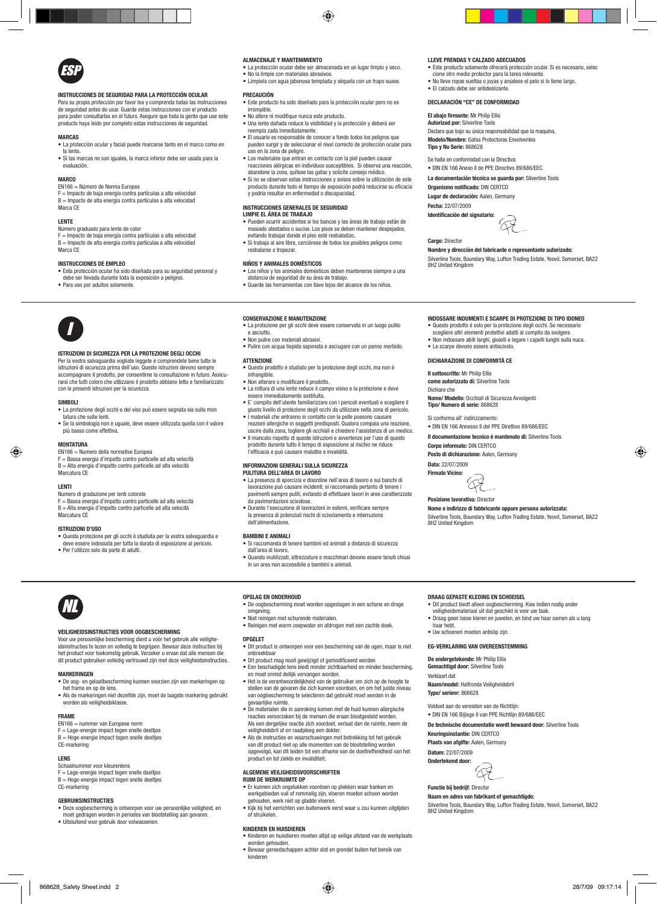# ESP

## INSTRUCCIONES DE SEGURIDAD PARA LA PROTECCIÓN OCULAR

Para su propia protección por favor lea y comprenda todas las instrucciones de seguridad antes de usar. Guarde estas instrucciones con el producto para poder consultarlas en el futuro. Asegure que toda la gente que use este producto haya leído por completo estas instrucciones de seguridad.

### MARCAS

- La protección ocular y facial puede marcarse tanto en el marco como en la lente.
- Si las marcas no son iguales, la marca inferior debe ser usada para la evaluación.

### MARCO

EN166 = Número de Norma Europea
F = Impacto de baja energía contra partículas a alta velocidad
B = Impacto de alta energía contra partículas a alta velocidad
Marca CE

### LENTE

Número graduado para lente de color
F = Impacto de baja energía contra partículas a alta velocidad
B = Impacto de alta energía contra partículas a alta velocidad
Marca CE

### INSTRUCCIONES DE EMPLEO

- Esta protección ocular ha sido diseñada para su seguridad personal y debe ser llevada durante toda la exposición a peligros.
- Para uso por adultos solamente.

### ALMACENAJE Y MANTENIMIENTO

- La protección ocular debe ser almacenada en un lugar limpio y seco.
- No la limpie con materiales abrasivos.
- Límpiela con agua jabonosa templada y séquela con un trapo suave.

### PRECAUCIÓN

- Este producto ha sido diseñado para la protección ocular pero no es irrompible.
- No altere ni modifique nunca este producto.
- Una lente dañada reduce la visibilidad y la protección y deberá ser reempla zada inmediatamente.
- El usuario es responsable de conocer a fondo todos los peligros que pueden surgir y de seleccionar el nivel correcto de protección ocular para uso en la zona de peligro.
- Los materiales que entran en contacto con la piel pueden causar reacciones alérgicas en individuos susceptibles. Si observa una reacción, abandone la zona, quítese las gafas y solicite consejo médico.
- Si no se observan estas instrucciones y avisos sobre la utilización de este producto durante todo el tiempo de exposición podrá reducirse su eficacia y podría resultar en enfermedad o discapacidad.

### INSTRUCCIONES GENERALES DE SEGURIDAD
### LIMPIE EL ÁREA DE TRABAJO

- Pueden ocurrir accidentes si los bancos y las áreas de trabajo están de masiado atestados o sucios. Los pisos se deben mantener despejados, evitando trabajar donde el piso esté resbaladizo.
- Si trabaja al aire libre, cerciórese de todos los posibles peligros como resbalarse o tropezar.

### NIÑOS Y ANIMALES DOMÉSTICOS

- Los niños y los animales domésticos deben mantenerse siempre a una distancia de seguridad de su área de trabajo.
- Guarde las herramientas con llave lejos del alcance de los niños.

### LLEVE PRENDAS Y CALZADO ADECUADOS

- Este producto solamente ofrecerá protección ocular. Si es necesario, selec cione otro medio protector para la tarea relevante.
- No lleve ropas sueltas o joyas y anúdese el pelo si lo tiene largo.
- El calzado debe ser antideslizante.

### DECLARACIÓN "CE" DE CONFORMIDAD

**El abajo firmante:** Mr Philip Ellis
**Autorizad por:** Silverline Tools
Declara que bajo su única responsabilidad que la maquina,
**Modelo/Nombre:** Gafas Protectoras Envolventes
**Tipo y No Serie:** 868628

Se halla en conformidad con la Directiva:
- DIN EN 166 Anexo II de PPE Directivo 89/686/EEC

**La documentación técnica se guarda por:** Silverline Tools
**Organismo notificado:** DIN CERTCO
**Lugar de declaración:** Aalen, Germany
**Fecha:** 22/07/2009
**Identificación del signatario:**

**Cargo:** Director
**Nombre y dirección del fabricante o representante autorizado:**
Silverline Tools, Boundary Way, Lufton Trading Estate, Yeovil, Somerset, BA22 8HZ United Kingdom

# I

## ISTRUZIONI DI SICUREZZA PER LA PROTEZIONE DEGLI OCCHI

Per la vostra salvaguardia vogliate leggete e comprendete bene tutte le istruzioni di sicurezza prima dell'uso. Queste istruzioni devono sempre accompagnare il prodotto, per consentirne la consultazione in futuro. Assicurarsi che tutti coloro che utilizzano il prodotto abbiano letto e familiarizzato con le presenti istruzioni per la sicurezza.

### SIMBOLI

- La protezione degli occhi e del viso può essere segnata sia sulla mon tatura che sulle lenti.
- Se la simbologia non è uguale, deve essere utilizzata quella con il valore più basso come effettiva.

### MONTATURA

EN166 = Numero della normative Europea
F = Bassa energia d'impatto contro particelle ad alta velocità
B = Alta energia d'impatto contro particelle ad alta velocità
Marcatura CE

### LENTI

Numero di gradazione per lenti colorate
F = Bassa energia d'impatto contro particelle ad alta velocità
B = Alta energia d'impatto contro particelle ad alta velocità
Marcatura CE

### ISTRUZIONI D'USO

- Questa protezione per gli occhi è studiata per la vostra salvaguardia e deve essere indossata per tutta la durata di esposizione al pericolo.
- Per l'utilizzo solo da parte di adulti.

### CONSERVAZIONE E MANUTENZIONE

- La protezione per gli occhi deve essere conservata in un luogo pulito e asciutto.
- Non pulire con materiali abrasivi.
- Pulire con acqua tiepida saponata e asciugare con un panno morbido.

### ATTENZIONE

- Questo prodotto è studiato per la protezione degli occhi, ma non è infrangibile.
- Non alterare o modificare il prodotto.
- La rottura di una lente riduce il campo visivo e la protezione e deve essere immediatamente sostituita.
- E' compito dell'utente familiarizzare con i pericoli eventuali e scegliere il giusto livello di protezione degli occhi da utilizzare nella zona di pericolo.
- I materiali che entrano in contatto con la pelle possono causare reazioni allergiche in soggetti predisposti. Qualora compaia una reazione, uscire dalla zona, togliere gli occhiali e chiedere l'assistenza di un medico.
- Il mancato rispetto di queste istruzioni e avvertenze per l'uso di questo prodotto durante tutto il tempo di esposizione al rischio ne riduce l'efficacia e può causare malattie e invalidità.

### INFORMAZIONI GENERALI SULLA SICUREZZA
### PULITURA DELL'AREA DI LAVORO

- La presenza di sporcizia e disordine nell'area di lavoro e sui banchi di lavorazione può causare incidenti; si raccomanda pertanto di tenere i pavimenti sempre puliti, evitando di effettuare lavori in aree caratterizzate da pavimentazioni scivolose.
- Durante l'esecuzione di lavorazioni in esterni, verificare sempre la presenza di potenziali rischi di scivolamento e interruzione dell'alimentazione.

### BAMBINI E ANIMALI

- Si raccomanda di tenere bambini ed animali a distanza di sicurezza dall'area di lavoro.
- Quando inutilizzati, attrezzature e macchinari devono essere tenuti chiusi in un area non accessibile a bambini e animali.

### INDOSSARE INDUMENTI E SCARPE DI PROTEZIONE DI TIPO IDONEO

- Questo prodotto è solo per la protezione degli occhi. Se necessario scegliere altri elementi protettivi adatti al compito da svolgere.
- Non indossare abiti larghi, gioielli e legare i capelli lunghi sulla nuca.
- Le scarpe devono essere antiscivolo.

### DICHIARAZIONE DI CONFORMITÀ CE

**Il sottoscritto:** Mr Philip Ellis
**come autorizzato di:** Silverline Tools
Dichiare che
**Nome/ Modello:** Occhiali di Sicurezza Avvolgenti
**Tipo/ Numero di serie:** 868628

Si conforma all' indirizzamento:
- DIN EN 166 Annesso II del PPE Direttivo 89/686/EEC

**Il documentazione tecnico é mantenuto di:** Silverline Tools
**Corpo informato:** DIN CERTCO
**Posto di dichiarazione:** Aalen, Germany
**Data:** 22/07/2009
**Firmato Vicino:**

**Posizione lavorativa:** Director
**Nome e indirizzo di fabbricante oppure persona autorizzata:**
Silverline Tools, Boundary Way, Lufton Trading Estate, Yeovil, Somerset, BA22 8HZ United Kingdom

# NL

## VEILIGHEIDSINSTRUCTIES VOOR OOGBESCHERMING

Voor uw persoonlijke bescherming dient u vóór het gebruik alle veiligheidsinstructies te lezen en volledig te begrijpen. Bewaar deze instructies bij het product voor toekomstig gebruik. Verzeker u ervan dat alle mensen die dit product gebruiken volledig vertrouwd zijn met deze veiligheidsinstructies.

### MARKERINGEN

- De oog- en gelaatbescherming kunnen voorzien zijn van markeringen op het frame en op de lens.
- Als de markeringen niet dezelfde zijn, moet de laagste markering gebruikt worden als veiligheidsklasse.

### FRAME

EN166 = nummer van Europese norm
F = Lage-energie impact tegen snelle deeltjes
B = Hoge-energie impact tegen snelle deeltjes
CE-markering

### LENS

Schaalnummer voor kleurenlens
F = Lage-energie impact tegen snelle deeltjes
B = Hoge-energie impact tegen snelle deeltjes
CE-markering

### GEBRUIKSINSTRUCTIES

- Deze oogbescherming is ontworpen voor uw persoonlijke veiligheid, en moet gedragen worden in periodes van blootstelling aan gevaren.
- Uitsluitend voor gebruik door volwassenen.

### OPSLAG EN ONDERHOUD

- De oogbescherming moet worden opgeslagen in een schone en droge omgeving.
- Niet reinigen met schurende materialen.
- Reinigen met warm zeepwater en afdrogen met een zachte doek.

### OPGELET

- Dit product is ontworpen voor een bescherming van de ogen, maar is niet onbreekbaar
- Dit product mag nooit gewijzigd of gemodificeerd worden
- Een beschadigde lens biedt minder zichtbaarheid en minder bescherming, en moet onmid dellijk vervangen worden.
- Het is de verantwoordelijkheid van de gebruiker om zich op de hoogte te stellen van de gevaren die zich kunnen voordoen, en om het juiste niveau van oogbescherming te selecteren dat gebruikt moet worden in de gevaarlijke ruimte.
- De materialen die in aanraking komen met de huid kunnen allergische reacties veroorzaken bij de mensen die eraan blootgesteld worden. Als een dergelijke reactie zich voordoet, verlaat dan de ruimte, neem de veiligheidsbril af en raadpleeg een dokter.
- Als de instructies en waarschuwingen met betrekking tot het gebruik van dit product niet op alle momenten van de blootstelling worden opgevolgd, kan dit leiden tot een afname van de doeltreffendheid van het product en tot ziekte en invaliditeit.

### ALGEMENE VEILIGHEIDSVOORSCHRIFTEN
### RUIM DE WERKRUIMTE OP

- Er kunnen zich ongelukken voordoen op plekken waar banken en werkgebieden vuil of rommelig zijn, vloeren moeten schoon worden gehouden, werk niet op gladde vloeren.
- Kijk bij het verrichten van buitenwerk eerst waar u zou kunnen uitglijden of struikelen.

### KINDEREN EN HUISDIEREN

- Kinderen en huisdieren moeten altijd op veilige afstand van de werkplaats worden gehouden.
- Bewaar gereedschappen achter slot en grendel buiten het bereik van kinderen

### DRAAG GEPASTE KLEDING EN SCHOEISEL

- Dit product biedt alleen oogbescherming. Kies indien nodig ander veiligheidsmateriaal uit dat geschikt is voor uw taak.
- Draag geen losse kleren en juwelen, en bind uw haar samen als u lang haar hebt.
- Uw schoenen moeten antislip zijn.

### EG-VERKLARING VAN OVEREENSTEMMING

**De ondergetekende:** Mr Philip Ellis
**Gemachtigd door:** Silverline Tools
Verklaart dat
**Naam/model:** Halfronde Veiligheidsbril
**Type/ serienr:** 868628

Voldoet aan de vereisten van de Richtlijn:
- DIN EN 166 Bijlage II van PPE Richtlijn 89/686/EEC

**De technische documentatie wordt bewaard door:** Silverline Tools
**Keuringsinstantie:** DIN CERTCO
**Plaats van afgifte:** Aalen, Germany
**Datum:** 22/07/2009
**Ondertekend door:**

**Functie bij bedrijf:** Director
**Naam en adres van fabrikant of gemachtigde:**
Silverline Tools, Boundary Way, Lufton Trading Estate, Yeovil, Somerset, BA22 8HZ United Kingdom